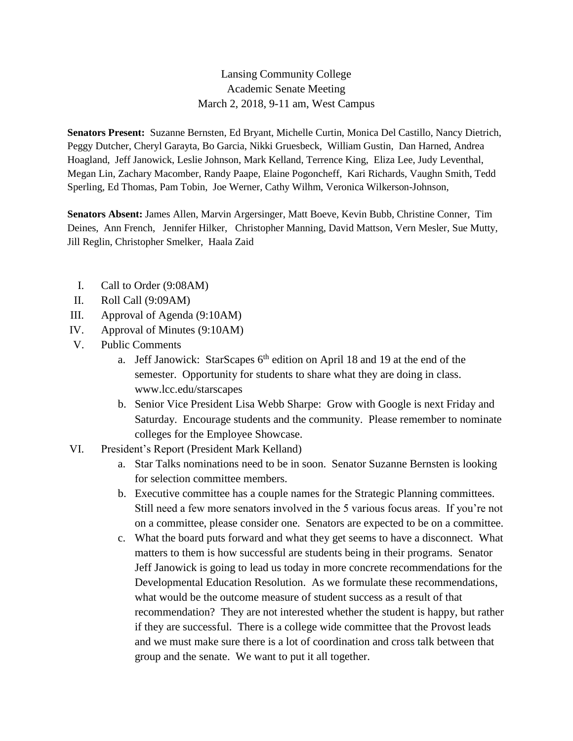Lansing Community College
Academic Senate Meeting
March 2, 2018, 9-11 am, West Campus

**Senators Present:** Suzanne Bernsten, Ed Bryant, Michelle Curtin, Monica Del Castillo, Nancy Dietrich, Peggy Dutcher, Cheryl Garayta, Bo Garcia, Nikki Gruesbeck, William Gustin, Dan Harned, Andrea Hoagland, Jeff Janowick, Leslie Johnson, Mark Kelland, Terrence King, Eliza Lee, Judy Leventhal, Megan Lin, Zachary Macomber, Randy Paape, Elaine Pogoncheff, Kari Richards, Vaughn Smith, Tedd Sperling, Ed Thomas, Pam Tobin, Joe Werner, Cathy Wilhm, Veronica Wilkerson-Johnson,

**Senators Absent:** James Allen, Marvin Argersinger, Matt Boeve, Kevin Bubb, Christine Conner, Tim Deines, Ann French, Jennifer Hilker, Christopher Manning, David Mattson, Vern Mesler, Sue Mutty, Jill Reglin, Christopher Smelker, Haala Zaid

I. Call to Order (9:08AM)
II. Roll Call (9:09AM)
III. Approval of Agenda (9:10AM)
IV. Approval of Minutes (9:10AM)
V. Public Comments
   a. Jeff Janowick: StarScapes 6th edition on April 18 and 19 at the end of the semester. Opportunity for students to share what they are doing in class. www.lcc.edu/starscapes
   b. Senior Vice President Lisa Webb Sharpe: Grow with Google is next Friday and Saturday. Encourage students and the community. Please remember to nominate colleges for the Employee Showcase.
VI. President's Report (President Mark Kelland)
   a. Star Talks nominations need to be in soon. Senator Suzanne Bernsten is looking for selection committee members.
   b. Executive committee has a couple names for the Strategic Planning committees. Still need a few more senators involved in the 5 various focus areas. If you're not on a committee, please consider one. Senators are expected to be on a committee.
   c. What the board puts forward and what they get seems to have a disconnect. What matters to them is how successful are students being in their programs. Senator Jeff Janowick is going to lead us today in more concrete recommendations for the Developmental Education Resolution. As we formulate these recommendations, what would be the outcome measure of student success as a result of that recommendation? They are not interested whether the student is happy, but rather if they are successful. There is a college wide committee that the Provost leads and we must make sure there is a lot of coordination and cross talk between that group and the senate. We want to put it all together.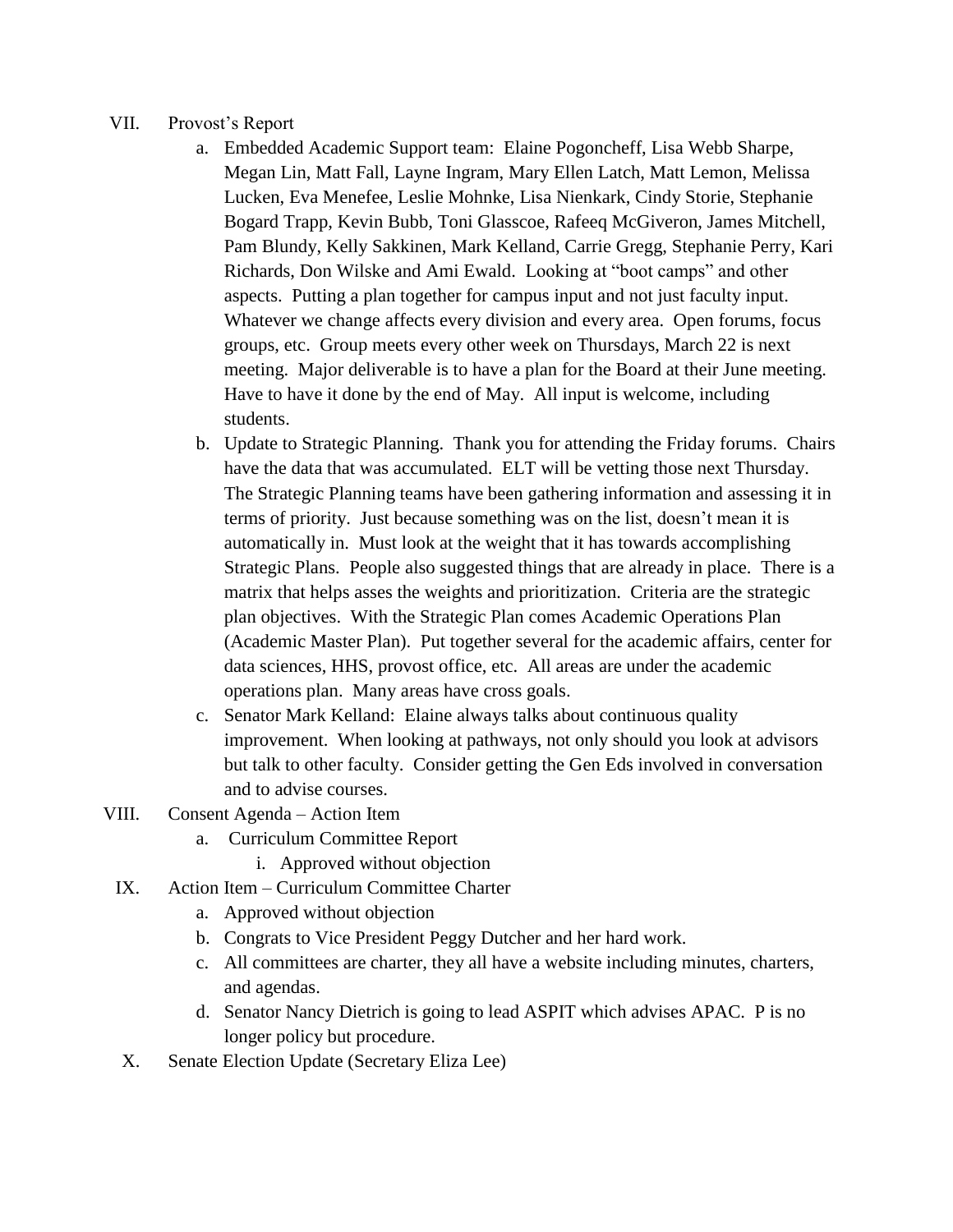VII. Provost's Report

a. Embedded Academic Support team: Elaine Pogoncheff, Lisa Webb Sharpe, Megan Lin, Matt Fall, Layne Ingram, Mary Ellen Latch, Matt Lemon, Melissa Lucken, Eva Menefee, Leslie Mohnke, Lisa Nienkark, Cindy Storie, Stephanie Bogard Trapp, Kevin Bubb, Toni Glasscoe, Rafeeq McGiveron, James Mitchell, Pam Blundy, Kelly Sakkinen, Mark Kelland, Carrie Gregg, Stephanie Perry, Kari Richards, Don Wilske and Ami Ewald. Looking at "boot camps" and other aspects. Putting a plan together for campus input and not just faculty input. Whatever we change affects every division and every area. Open forums, focus groups, etc. Group meets every other week on Thursdays, March 22 is next meeting. Major deliverable is to have a plan for the Board at their June meeting. Have to have it done by the end of May. All input is welcome, including students.

b. Update to Strategic Planning. Thank you for attending the Friday forums. Chairs have the data that was accumulated. ELT will be vetting those next Thursday. The Strategic Planning teams have been gathering information and assessing it in terms of priority. Just because something was on the list, doesn't mean it is automatically in. Must look at the weight that it has towards accomplishing Strategic Plans. People also suggested things that are already in place. There is a matrix that helps asses the weights and prioritization. Criteria are the strategic plan objectives. With the Strategic Plan comes Academic Operations Plan (Academic Master Plan). Put together several for the academic affairs, center for data sciences, HHS, provost office, etc. All areas are under the academic operations plan. Many areas have cross goals.

c. Senator Mark Kelland: Elaine always talks about continuous quality improvement. When looking at pathways, not only should you look at advisors but talk to other faculty. Consider getting the Gen Eds involved in conversation and to advise courses.

VIII. Consent Agenda – Action Item

a. Curriculum Committee Report

i. Approved without objection

IX. Action Item – Curriculum Committee Charter

a. Approved without objection

b. Congrats to Vice President Peggy Dutcher and her hard work.

c. All committees are charter, they all have a website including minutes, charters, and agendas.

d. Senator Nancy Dietrich is going to lead ASPIT which advises APAC. P is no longer policy but procedure.

X. Senate Election Update (Secretary Eliza Lee)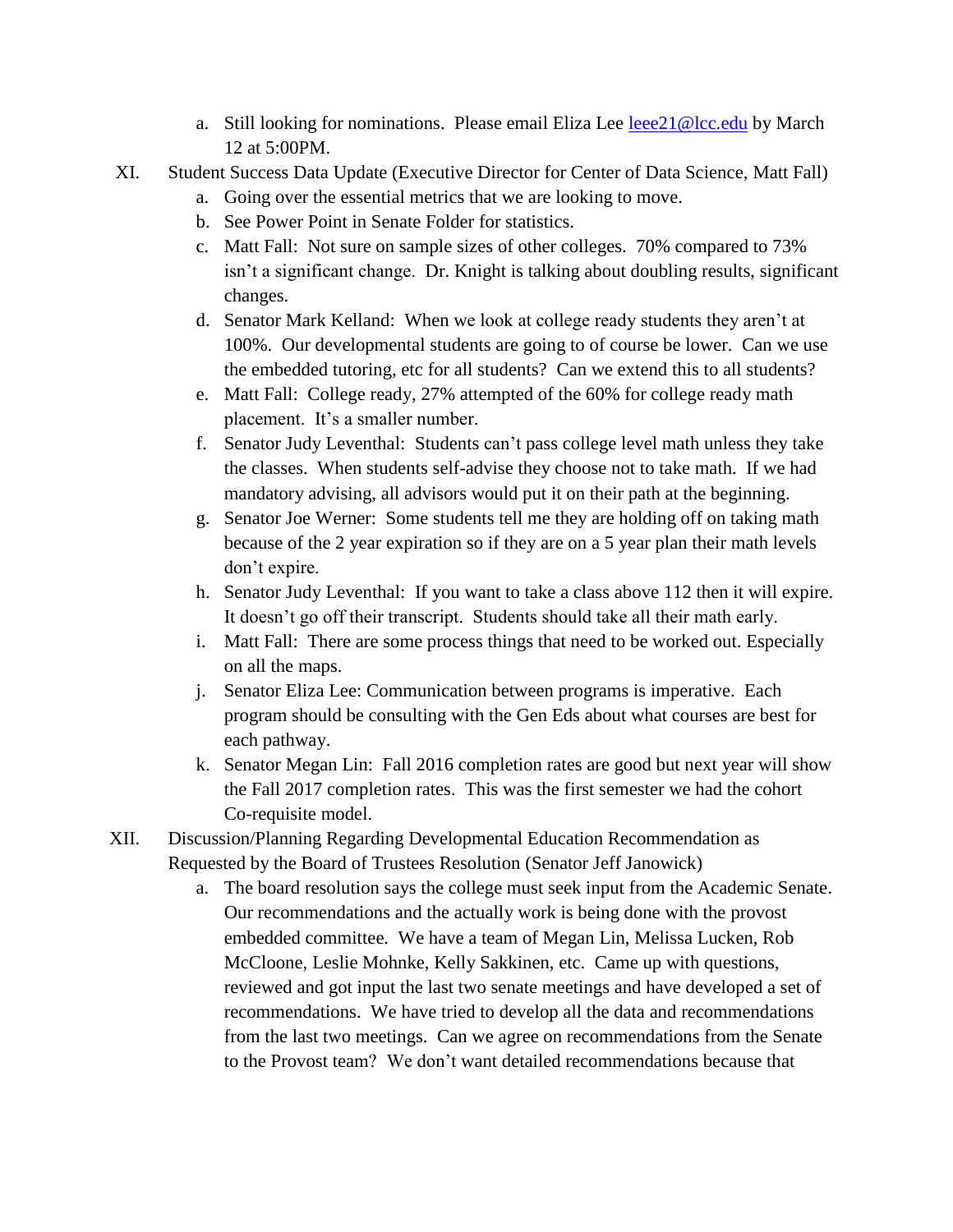a. Still looking for nominations. Please email Eliza Lee [leee21@lcc.edu](mailto:leee21@lcc.edu) by March 12 at 5:00PM.

XI. Student Success Data Update (Executive Director for Center of Data Science, Matt Fall)

a. Going over the essential metrics that we are looking to move.

b. See Power Point in Senate Folder for statistics.

c. Matt Fall: Not sure on sample sizes of other colleges. 70% compared to 73% isn't a significant change. Dr. Knight is talking about doubling results, significant changes.

d. Senator Mark Kelland: When we look at college ready students they aren't at 100%. Our developmental students are going to of course be lower. Can we use the embedded tutoring, etc for all students? Can we extend this to all students?

e. Matt Fall: College ready, 27% attempted of the 60% for college ready math placement. It's a smaller number.

f. Senator Judy Leventhal: Students can't pass college level math unless they take the classes. When students self-advise they choose not to take math. If we had mandatory advising, all advisors would put it on their path at the beginning.

g. Senator Joe Werner: Some students tell me they are holding off on taking math because of the 2 year expiration so if they are on a 5 year plan their math levels don't expire.

h. Senator Judy Leventhal: If you want to take a class above 112 then it will expire. It doesn't go off their transcript. Students should take all their math early.

i. Matt Fall: There are some process things that need to be worked out. Especially on all the maps.

j. Senator Eliza Lee: Communication between programs is imperative. Each program should be consulting with the Gen Eds about what courses are best for each pathway.

k. Senator Megan Lin: Fall 2016 completion rates are good but next year will show the Fall 2017 completion rates. This was the first semester we had the cohort Co-requisite model.

XII. Discussion/Planning Regarding Developmental Education Recommendation as Requested by the Board of Trustees Resolution (Senator Jeff Janowick)

a. The board resolution says the college must seek input from the Academic Senate. Our recommendations and the actually work is being done with the provost embedded committee. We have a team of Megan Lin, Melissa Lucken, Rob McCloone, Leslie Mohnke, Kelly Sakkinen, etc. Came up with questions, reviewed and got input the last two senate meetings and have developed a set of recommendations. We have tried to develop all the data and recommendations from the last two meetings. Can we agree on recommendations from the Senate to the Provost team? We don't want detailed recommendations because that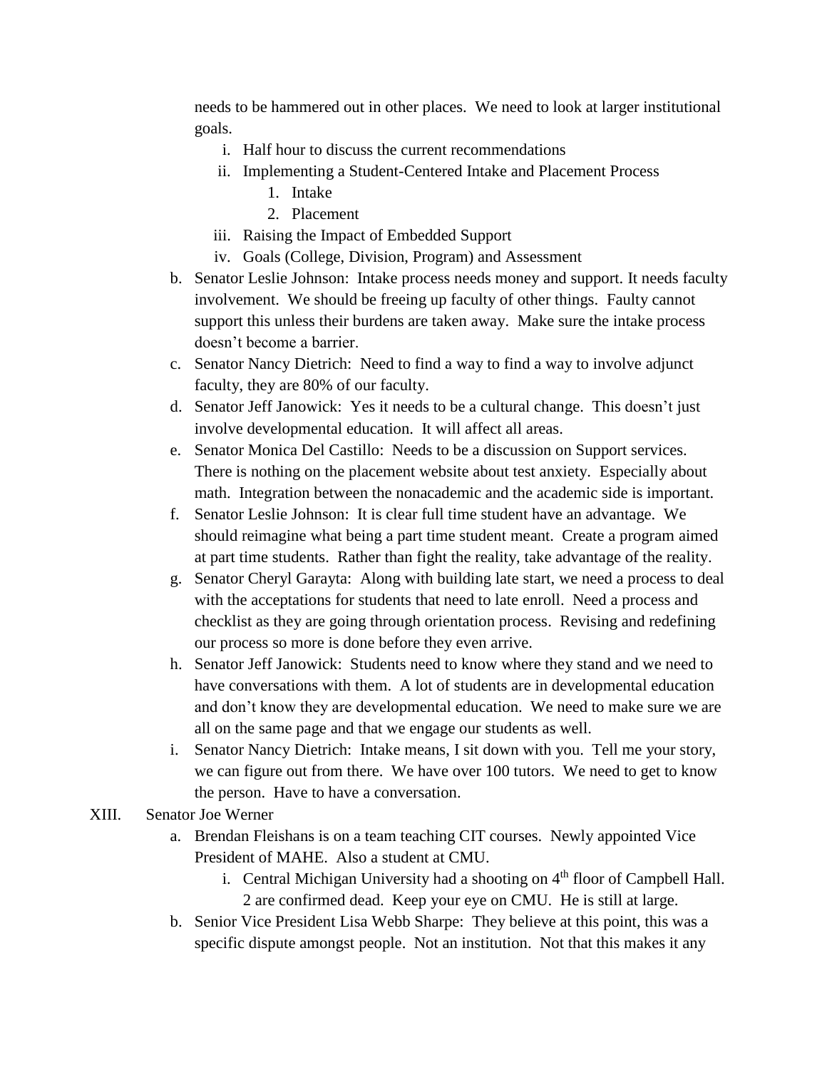needs to be hammered out in other places. We need to look at larger institutional goals.

   i. Half hour to discuss the current recommendations
   ii. Implementing a Student-Centered Intake and Placement Process
      1. Intake
      2. Placement
   iii. Raising the Impact of Embedded Support
   iv. Goals (College, Division, Program) and Assessment

b. Senator Leslie Johnson: Intake process needs money and support. It needs faculty involvement. We should be freeing up faculty of other things. Faulty cannot support this unless their burdens are taken away. Make sure the intake process doesn't become a barrier.

c. Senator Nancy Dietrich: Need to find a way to find a way to involve adjunct faculty, they are 80% of our faculty.

d. Senator Jeff Janowick: Yes it needs to be a cultural change. This doesn't just involve developmental education. It will affect all areas.

e. Senator Monica Del Castillo: Needs to be a discussion on Support services. There is nothing on the placement website about test anxiety. Especially about math. Integration between the nonacademic and the academic side is important.

f. Senator Leslie Johnson: It is clear full time student have an advantage. We should reimagine what being a part time student meant. Create a program aimed at part time students. Rather than fight the reality, take advantage of the reality.

g. Senator Cheryl Garayta: Along with building late start, we need a process to deal with the acceptations for students that need to late enroll. Need a process and checklist as they are going through orientation process. Revising and redefining our process so more is done before they even arrive.

h. Senator Jeff Janowick: Students need to know where they stand and we need to have conversations with them. A lot of students are in developmental education and don't know they are developmental education. We need to make sure we are all on the same page and that we engage our students as well.

i. Senator Nancy Dietrich: Intake means, I sit down with you. Tell me your story, we can figure out from there. We have over 100 tutors. We need to get to know the person. Have to have a conversation.

XIII. Senator Joe Werner

a. Brendan Fleishans is on a team teaching CIT courses. Newly appointed Vice President of MAHE. Also a student at CMU.
   i. Central Michigan University had a shooting on 4th floor of Campbell Hall. 2 are confirmed dead. Keep your eye on CMU. He is still at large.

b. Senior Vice President Lisa Webb Sharpe: They believe at this point, this was a specific dispute amongst people. Not an institution. Not that this makes it any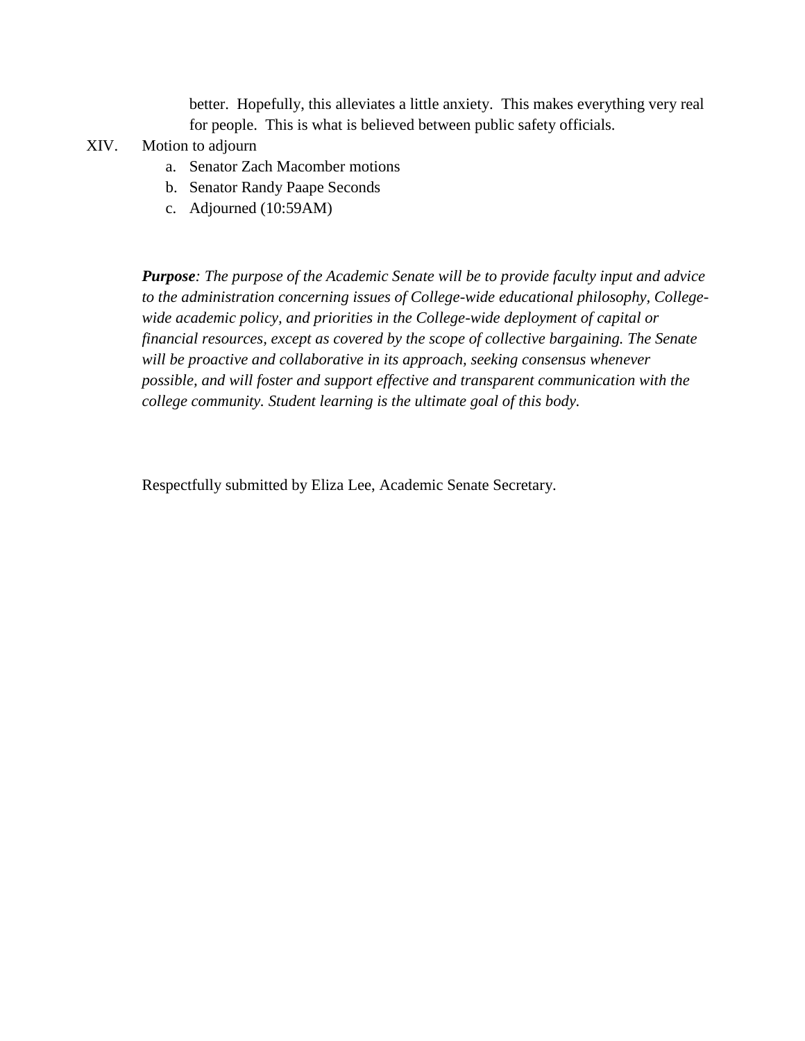better. Hopefully, this alleviates a little anxiety. This makes everything very real for people. This is what is believed between public safety officials.

XIV. Motion to adjourn
   a. Senator Zach Macomber motions
   b. Senator Randy Paape Seconds
   c. Adjourned (10:59AM)

***Purpose****: The purpose of the Academic Senate will be to provide faculty input and advice to the administration concerning issues of College-wide educational philosophy, College-wide academic policy, and priorities in the College-wide deployment of capital or financial resources, except as covered by the scope of collective bargaining. The Senate will be proactive and collaborative in its approach, seeking consensus whenever possible, and will foster and support effective and transparent communication with the college community. Student learning is the ultimate goal of this body.*

Respectfully submitted by Eliza Lee, Academic Senate Secretary.